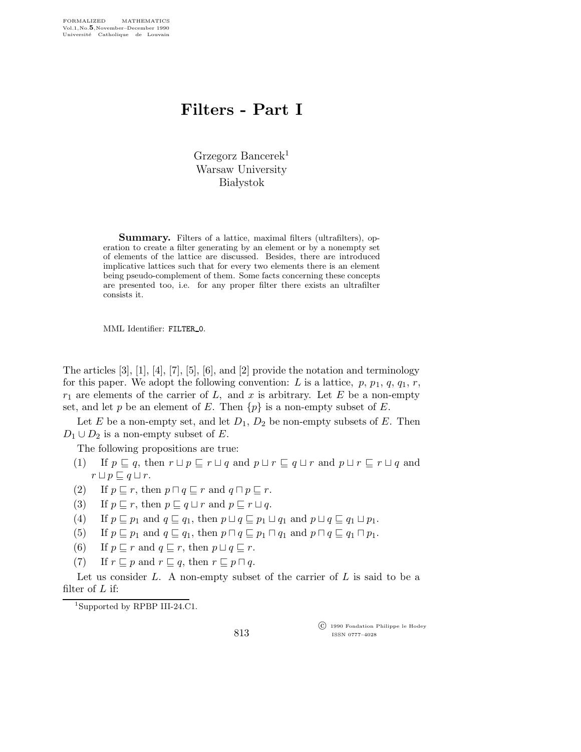# Filters - Part I

Grzegorz Bancerek[1]
Warsaw University
Białystok

**Summary.** Filters of a lattice, maximal filters (ultrafilters), operation to create a filter generating by an element or by a nonempty set of elements of the lattice are discussed. Besides, there are introduced implicative lattices such that for every two elements there is an element being pseudo-complement of them. Some facts concerning these concepts are presented too, i.e. for any proper filter there exists an ultrafilter consists it.

MML Identifier: FILTER_0.

The articles [3], [1], [4], [7], [5], [6], and [2] provide the notation and terminology for this paper. We adopt the following convention: $L$ is a lattice, $p$, $p_1$, $q$, $q_1$, $r$, $r_1$ are elements of the carrier of $L$, and $x$ is arbitrary. Let $E$ be a non-empty set, and let $p$ be an element of $E$. Then $\{p\}$ is a non-empty subset of $E$.

Let $E$ be a non-empty set, and let $D_1$, $D_2$ be non-empty subsets of $E$. Then $D_1 \cup D_2$ is a non-empty subset of $E$.

The following propositions are true:

(1) If $p \sqsubseteq q$, then $r \sqcup p \sqsubseteq r \sqcup q$ and $p \sqcup r \sqsubseteq q \sqcup r$ and $p \sqcup r \sqsubseteq r \sqcup q$ and $r \sqcup p \sqsubseteq q \sqcup r$.

(2) If $p \sqsubseteq r$, then $p \sqcap q \sqsubseteq r$ and $q \sqcap p \sqsubseteq r$.

(3) If $p \sqsubseteq r$, then $p \sqsubseteq q \sqcup r$ and $p \sqsubseteq r \sqcup q$.

(4) If $p \sqsubseteq p_1$ and $q \sqsubseteq q_1$, then $p \sqcup q \sqsubseteq p_1 \sqcup q_1$ and $p \sqcup q \sqsubseteq q_1 \sqcup p_1$.

(5) If $p \sqsubseteq p_1$ and $q \sqsubseteq q_1$, then $p \sqcap q \sqsubseteq p_1 \sqcap q_1$ and $p \sqcap q \sqsubseteq q_1 \sqcap p_1$.

(6) If $p \sqsubseteq r$ and $q \sqsubseteq r$, then $p \sqcup q \sqsubseteq r$.

(7) If $r \sqsubseteq p$ and $r \sqsubseteq q$, then $r \sqsubseteq p \sqcap q$.

Let us consider $L$. A non-empty subset of the carrier of $L$ is said to be a filter of $L$ if:

[1]Supported by RPBP III-24.C1.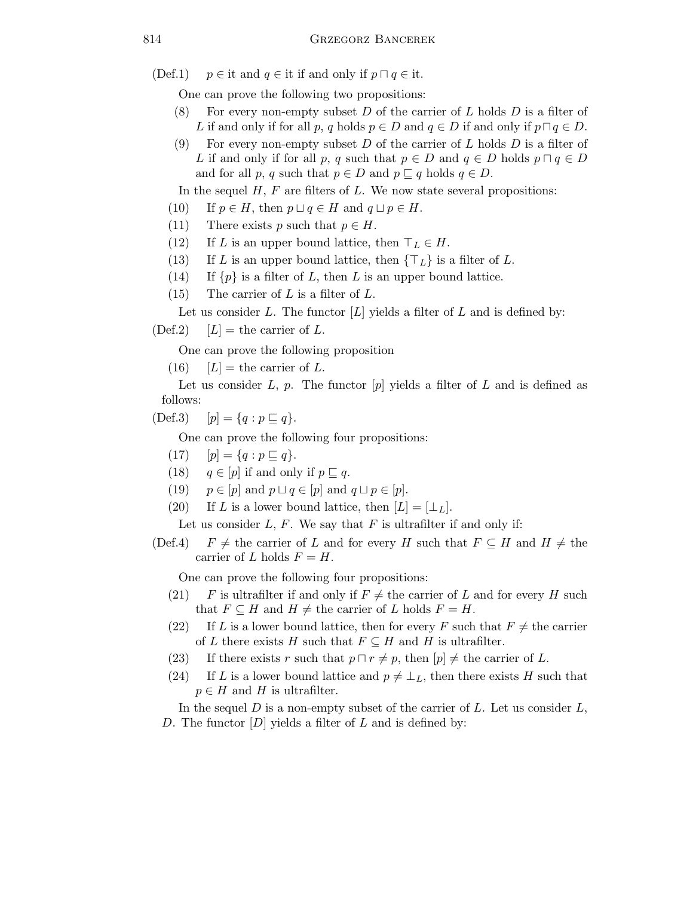(Def.1) $p \in$ it and $q \in$ it if and only if $p \sqcap q \in$ it.

One can prove the following two propositions:

(8) For every non-empty subset $D$ of the carrier of $L$ holds $D$ is a filter of $L$ if and only if for all $p$, $q$ holds $p \in D$ and $q \in D$ if and only if $p \sqcap q \in D$.

(9) For every non-empty subset $D$ of the carrier of $L$ holds $D$ is a filter of $L$ if and only if for all $p$, $q$ such that $p \in D$ and $q \in D$ holds $p \sqcap q \in D$ and for all $p$, $q$ such that $p \in D$ and $p \sqsubseteq q$ holds $q \in D$.

In the sequel $H$, $F$ are filters of $L$. We now state several propositions:

(10) If $p \in H$, then $p \sqcup q \in H$ and $q \sqcup p \in H$.

(11) There exists $p$ such that $p \in H$.

(12) If $L$ is an upper bound lattice, then $\top_L \in H$.

(13) If $L$ is an upper bound lattice, then $\{\top_L\}$ is a filter of $L$.

(14) If $\{p\}$ is a filter of $L$, then $L$ is an upper bound lattice.

(15) The carrier of $L$ is a filter of $L$.

Let us consider $L$. The functor $[L)$ yields a filter of $L$ and is defined by:

(Def.2) $[L) =$ the carrier of $L$.

One can prove the following proposition

(16) $[L) =$ the carrier of $L$.

Let us consider $L$, $p$. The functor $[p)$ yields a filter of $L$ and is defined as follows:

(Def.3) $[p) = \{q : p \sqsubseteq q\}$.

One can prove the following four propositions:

(17) $[p) = \{q : p \sqsubseteq q\}$.

(18) $q \in [p)$ if and only if $p \sqsubseteq q$.

(19) $p \in [p)$ and $p \sqcup q \in [p)$ and $q \sqcup p \in [p)$.

(20) If $L$ is a lower bound lattice, then $[L) = [\perp_L)$.

Let us consider $L$, $F$. We say that $F$ is ultrafilter if and only if:

(Def.4) $F \neq$ the carrier of $L$ and for every $H$ such that $F \subseteq H$ and $H \neq$ the carrier of $L$ holds $F = H$.

One can prove the following four propositions:

(21) $F$ is ultrafilter if and only if $F \neq$ the carrier of $L$ and for every $H$ such that $F \subseteq H$ and $H \neq$ the carrier of $L$ holds $F = H$.

(22) If $L$ is a lower bound lattice, then for every $F$ such that $F \neq$ the carrier of $L$ there exists $H$ such that $F \subseteq H$ and $H$ is ultrafilter.

(23) If there exists $r$ such that $p \sqcap r \neq p$, then $[p) \neq$ the carrier of $L$.

(24) If $L$ is a lower bound lattice and $p \neq \perp_L$, then there exists $H$ such that $p \in H$ and $H$ is ultrafilter.

In the sequel $D$ is a non-empty subset of the carrier of $L$. Let us consider $L$, $D$. The functor $[D)$ yields a filter of $L$ and is defined by: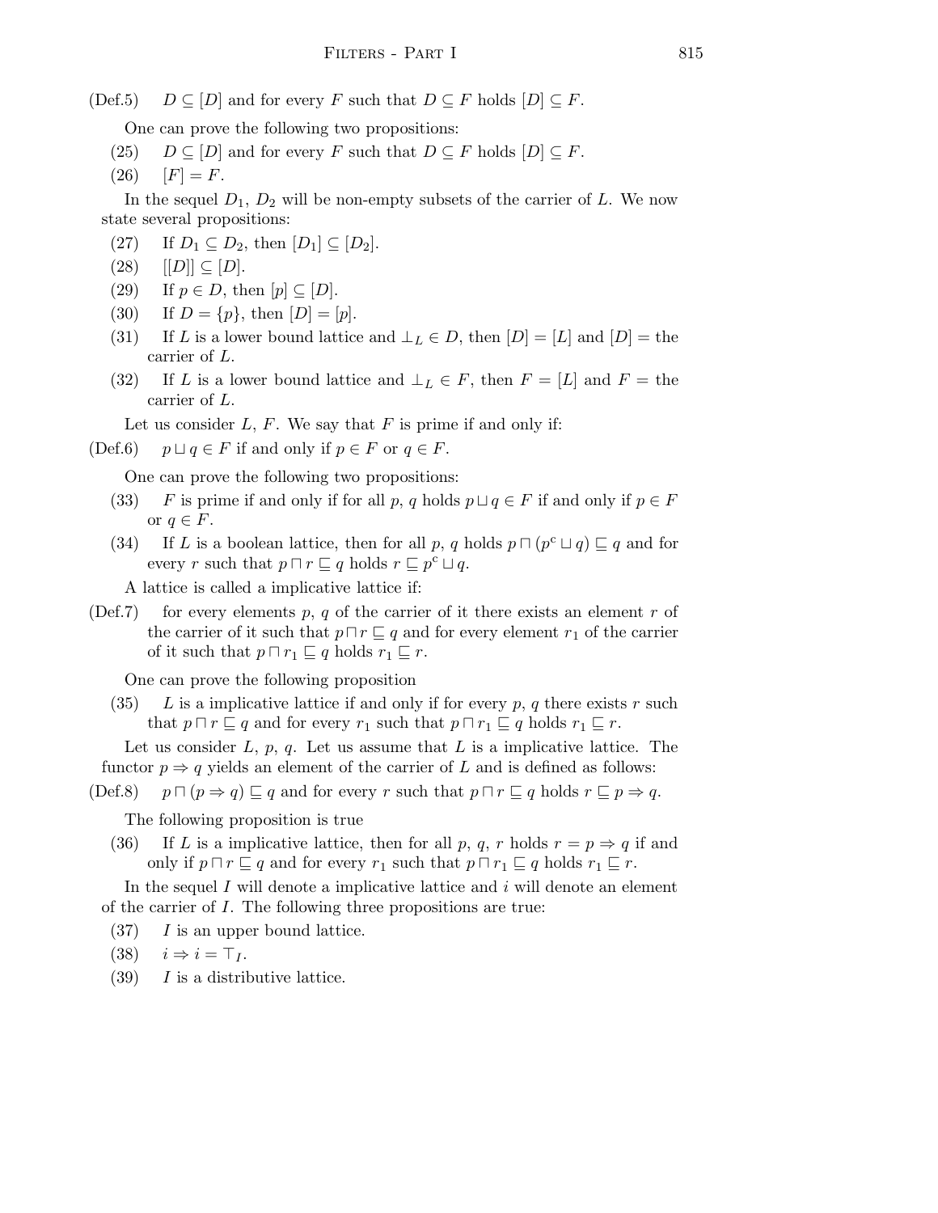(Def.5) $D \subseteq [D]$ and for every $F$ such that $D \subseteq F$ holds $[D] \subseteq F$.

One can prove the following two propositions:

(25) $D \subseteq [D]$ and for every $F$ such that $D \subseteq F$ holds $[D] \subseteq F$.

(26) $[F] = F$.

In the sequel $D_1$, $D_2$ will be non-empty subsets of the carrier of $L$. We now state several propositions:

(27) If $D_1 \subseteq D_2$, then $[D_1] \subseteq [D_2]$.

(28) $[[D]] \subseteq [D]$.

(29) If $p \in D$, then $[p] \subseteq [D]$.

(30) If $D = \{p\}$, then $[D] = [p]$.

(31) If $L$ is a lower bound lattice and $\perp_L \in D$, then $[D] = [L]$ and $[D] =$ the carrier of $L$.

(32) If $L$ is a lower bound lattice and $\perp_L \in F$, then $F = [L]$ and $F =$ the carrier of $L$.

Let us consider $L$, $F$. We say that $F$ is prime if and only if:

(Def.6) $p \sqcup q \in F$ if and only if $p \in F$ or $q \in F$.

One can prove the following two propositions:

(33) $F$ is prime if and only if for all $p$, $q$ holds $p \sqcup q \in F$ if and only if $p \in F$ or $q \in F$.

(34) If $L$ is a boolean lattice, then for all $p$, $q$ holds $p \sqcap (p^{c} \sqcup q) \sqsubseteq q$ and for every $r$ such that $p \sqcap r \sqsubseteq q$ holds $r \sqsubseteq p^{c} \sqcup q$.

A lattice is called a implicative lattice if:

(Def.7) for every elements $p$, $q$ of the carrier of it there exists an element $r$ of the carrier of it such that $p \sqcap r \sqsubseteq q$ and for every element $r_1$ of the carrier of it such that $p \sqcap r_1 \sqsubseteq q$ holds $r_1 \sqsubseteq r$.

One can prove the following proposition

(35) $L$ is a implicative lattice if and only if for every $p$, $q$ there exists $r$ such that $p \sqcap r \sqsubseteq q$ and for every $r_1$ such that $p \sqcap r_1 \sqsubseteq q$ holds $r_1 \sqsubseteq r$.

Let us consider $L$, $p$, $q$. Let us assume that $L$ is a implicative lattice. The functor $p \Rightarrow q$ yields an element of the carrier of $L$ and is defined as follows:

(Def.8) $p \sqcap (p \Rightarrow q) \sqsubseteq q$ and for every $r$ such that $p \sqcap r \sqsubseteq q$ holds $r \sqsubseteq p \Rightarrow q$.

The following proposition is true

(36) If $L$ is a implicative lattice, then for all $p$, $q$, $r$ holds $r = p \Rightarrow q$ if and only if $p \sqcap r \sqsubseteq q$ and for every $r_1$ such that $p \sqcap r_1 \sqsubseteq q$ holds $r_1 \sqsubseteq r$.

In the sequel $I$ will denote a implicative lattice and $i$ will denote an element of the carrier of $I$. The following three propositions are true:

(37) $I$ is an upper bound lattice.

(38) $i \Rightarrow i = \top_I$.

(39) $I$ is a distributive lattice.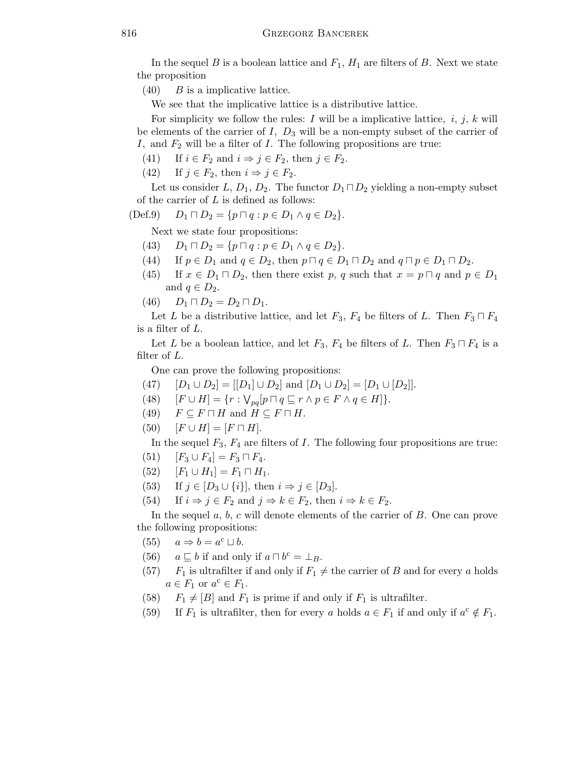In the sequel $B$ is a boolean lattice and $F_1$, $H_1$ are filters of $B$. Next we state the proposition

(40) $B$ is a implicative lattice.

We see that the implicative lattice is a distributive lattice.

For simplicity we follow the rules: $I$ will be a implicative lattice, $i$, $j$, $k$ will be elements of the carrier of $I$, $D_3$ will be a non-empty subset of the carrier of $I$, and $F_2$ will be a filter of $I$. The following propositions are true:

(41) If $i \in F_2$ and $i \Rightarrow j \in F_2$, then $j \in F_2$.

(42) If $j \in F_2$, then $i \Rightarrow j \in F_2$.

Let us consider $L$, $D_1$, $D_2$. The functor $D_1 \sqcap D_2$ yielding a non-empty subset of the carrier of $L$ is defined as follows:

(Def.9) $D_1 \sqcap D_2 = \{p \sqcap q : p \in D_1 \wedge q \in D_2\}$.

Next we state four propositions:

(43) $D_1 \sqcap D_2 = \{p \sqcap q : p \in D_1 \wedge q \in D_2\}$.

(44) If $p \in D_1$ and $q \in D_2$, then $p \sqcap q \in D_1 \sqcap D_2$ and $q \sqcap p \in D_1 \sqcap D_2$.

(45) If $x \in D_1 \sqcap D_2$, then there exist $p$, $q$ such that $x = p \sqcap q$ and $p \in D_1$ and $q \in D_2$.

(46) $D_1 \sqcap D_2 = D_2 \sqcap D_1$.

Let $L$ be a distributive lattice, and let $F_3$, $F_4$ be filters of $L$. Then $F_3 \sqcap F_4$ is a filter of $L$.

Let $L$ be a boolean lattice, and let $F_3$, $F_4$ be filters of $L$. Then $F_3 \sqcap F_4$ is a filter of $L$.

One can prove the following propositions:

(47) $[D_1 \cup D_2] = [[D_1] \cup D_2]$ and $[D_1 \cup D_2] = [D_1 \cup [D_2]]$.

(48) $[F \cup H] = \{r : \bigvee_{pq}[p \sqcap q \sqsubseteq r \wedge p \in F \wedge q \in H]\}$.

(49) $F \subseteq F \sqcap H$ and $H \subseteq F \sqcap H$.

(50) $[F \cup H] = [F \sqcap H]$.

In the sequel $F_3$, $F_4$ are filters of $I$. The following four propositions are true:

(51) $[F_3 \cup F_4] = F_3 \sqcap F_4$.

(52) $[F_1 \cup H_1] = F_1 \sqcap H_1$.

(53) If $j \in [D_3 \cup \{i\}]$, then $i \Rightarrow j \in [D_3]$.

(54) If $i \Rightarrow j \in F_2$ and $j \Rightarrow k \in F_2$, then $i \Rightarrow k \in F_2$.

In the sequel $a$, $b$, $c$ will denote elements of the carrier of $B$. One can prove the following propositions:

(55) $a \Rightarrow b = a^{\rm c} \sqcup b$.

(56) $a \sqsubseteq b$ if and only if $a \sqcap b^{\rm c} = \bot_B$.

(57) $F_1$ is ultrafilter if and only if $F_1 \neq$ the carrier of $B$ and for every $a$ holds $a \in F_1$ or $a^{\rm c} \in F_1$.

(58) $F_1 \neq [B]$ and $F_1$ is prime if and only if $F_1$ is ultrafilter.

(59) If $F_1$ is ultrafilter, then for every $a$ holds $a \in F_1$ if and only if $a^{\rm c} \notin F_1$.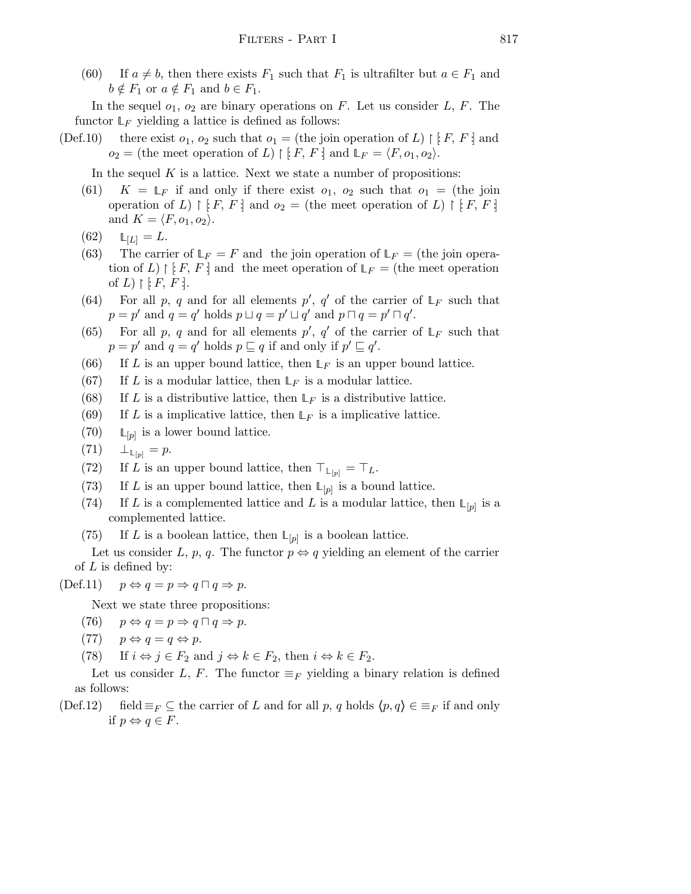(60) If $a \neq b$, then there exists $F_1$ such that $F_1$ is ultrafilter but $a \in F_1$ and $b \notin F_1$ or $a \notin F_1$ and $b \in F_1$.

In the sequel $o_1$, $o_2$ are binary operations on $F$. Let us consider $L$, $F$. The functor $\mathbb{L}_F$ yielding a lattice is defined as follows:

(Def.10) there exist $o_1$, $o_2$ such that $o_1 =$ (the join operation of $L$) $\restriction [\!: F, F :\!]$ and $o_2 =$ (the meet operation of $L$) $\restriction [\!: F, F :\!]$ and $\mathbb{L}_F = \langle F, o_1, o_2 \rangle$.

In the sequel $K$ is a lattice. Next we state a number of propositions:

(61) $K = \mathbb{L}_F$ if and only if there exist $o_1$, $o_2$ such that $o_1 =$ (the join operation of $L$) $\restriction [\!: F, F :\!]$ and $o_2 =$ (the meet operation of $L$) $\restriction [\!: F, F :\!]$ and $K = \langle F, o_1, o_2 \rangle$.

(62) $\mathbb{L}_{[L]} = L$.

(63) The carrier of $\mathbb{L}_F = F$ and the join operation of $\mathbb{L}_F =$ (the join operation of $L$) $\restriction [\!: F, F :\!]$ and the meet operation of $\mathbb{L}_F =$ (the meet operation of $L$) $\restriction [\!: F, F :\!]$.

(64) For all $p$, $q$ and for all elements $p'$, $q'$ of the carrier of $\mathbb{L}_F$ such that $p = p'$ and $q = q'$ holds $p \sqcup q = p' \sqcup q'$ and $p \sqcap q = p' \sqcap q'$.

(65) For all $p$, $q$ and for all elements $p'$, $q'$ of the carrier of $\mathbb{L}_F$ such that $p = p'$ and $q = q'$ holds $p \sqsubseteq q$ if and only if $p' \sqsubseteq q'$.

(66) If $L$ is an upper bound lattice, then $\mathbb{L}_F$ is an upper bound lattice.

(67) If $L$ is a modular lattice, then $\mathbb{L}_F$ is a modular lattice.

(68) If $L$ is a distributive lattice, then $\mathbb{L}_F$ is a distributive lattice.

(69) If $L$ is a implicative lattice, then $\mathbb{L}_F$ is a implicative lattice.

(70) $\mathbb{L}_{[p]}$ is a lower bound lattice.

(71) $\perp_{\mathbb{L}_{[p]}} = p$.

(72) If $L$ is an upper bound lattice, then $\top_{\mathbb{L}_{[p]}} = \top_L$.

(73) If $L$ is an upper bound lattice, then $\mathbb{L}_{[p]}$ is a bound lattice.

(74) If $L$ is a complemented lattice and $L$ is a modular lattice, then $\mathbb{L}_{[p]}$ is a complemented lattice.

(75) If $L$ is a boolean lattice, then $\mathbb{L}_{[p]}$ is a boolean lattice.

Let us consider $L$, $p$, $q$. The functor $p \Leftrightarrow q$ yielding an element of the carrier of $L$ is defined by:

(Def.11) $p \Leftrightarrow q = p \Rightarrow q \sqcap q \Rightarrow p$.

Next we state three propositions:

(76) $p \Leftrightarrow q = p \Rightarrow q \sqcap q \Rightarrow p$.

(77) $p \Leftrightarrow q = q \Leftrightarrow p$.

(78) If $i \Leftrightarrow j \in F_2$ and $j \Leftrightarrow k \in F_2$, then $i \Leftrightarrow k \in F_2$.

Let us consider $L$, $F$. The functor $\equiv_F$ yielding a binary relation is defined as follows:

(Def.12) field $\equiv_F \subseteq$ the carrier of $L$ and for all $p$, $q$ holds $\langle p, q \rangle \in \equiv_F$ if and only if $p \Leftrightarrow q \in F$.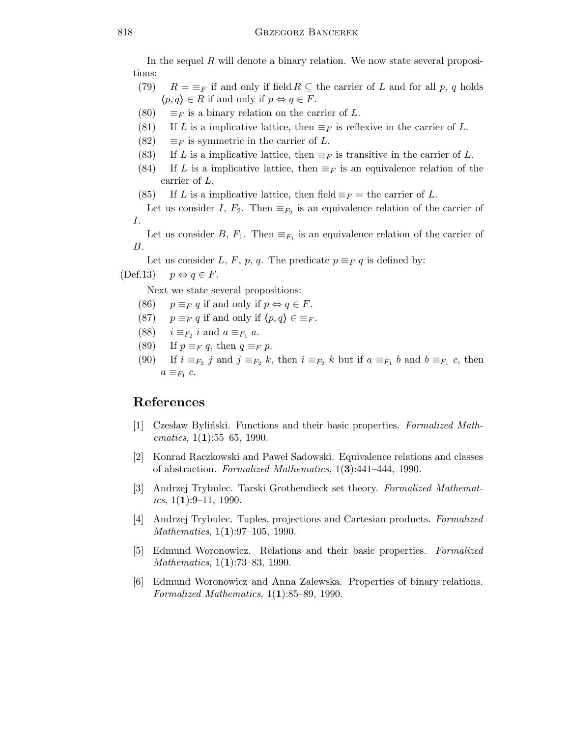In the sequel $R$ will denote a binary relation. We now state several propositions:

(79) $R = \equiv_F$ if and only if field $R \subseteq$ the carrier of $L$ and for all $p$, $q$ holds $\langle p, q\rangle \in R$ if and only if $p \Leftrightarrow q \in F$.

(80) $\equiv_F$ is a binary relation on the carrier of $L$.

(81) If $L$ is a implicative lattice, then $\equiv_F$ is reflexive in the carrier of $L$.

(82) $\equiv_F$ is symmetric in the carrier of $L$.

(83) If $L$ is a implicative lattice, then $\equiv_F$ is transitive in the carrier of $L$.

(84) If $L$ is a implicative lattice, then $\equiv_F$ is an equivalence relation of the carrier of $L$.

(85) If $L$ is a implicative lattice, then field $\equiv_F =$ the carrier of $L$.

Let us consider $I$, $F_2$. Then $\equiv_{F_2}$ is an equivalence relation of the carrier of $I$.

Let us consider $B$, $F_1$. Then $\equiv_{F_1}$ is an equivalence relation of the carrier of $B$.

Let us consider $L$, $F$, $p$, $q$. The predicate $p \equiv_F q$ is defined by:

(Def.13) $p \Leftrightarrow q \in F$.

Next we state several propositions:

(86) $p \equiv_F q$ if and only if $p \Leftrightarrow q \in F$.

(87) $p \equiv_F q$ if and only if $\langle p, q\rangle \in \equiv_F$.

(88) $i \equiv_{F_2} i$ and $a \equiv_{F_1} a$.

(89) If $p \equiv_F q$, then $q \equiv_F p$.

(90) If $i \equiv_{F_2} j$ and $j \equiv_{F_2} k$, then $i \equiv_{F_2} k$ but if $a \equiv_{F_1} b$ and $b \equiv_{F_1} c$, then $a \equiv_{F_1} c$.

## References

[1] Czesław Byliński. Functions and their basic properties. *Formalized Mathematics*, 1(**1**):55–65, 1990.

[2] Konrad Raczkowski and Paweł Sadowski. Equivalence relations and classes of abstraction. *Formalized Mathematics*, 1(**3**):441–444, 1990.

[3] Andrzej Trybulec. Tarski Grothendieck set theory. *Formalized Mathematics*, 1(**1**):9–11, 1990.

[4] Andrzej Trybulec. Tuples, projections and Cartesian products. *Formalized Mathematics*, 1(**1**):97–105, 1990.

[5] Edmund Woronowicz. Relations and their basic properties. *Formalized Mathematics*, 1(**1**):73–83, 1990.

[6] Edmund Woronowicz and Anna Zalewska. Properties of binary relations. *Formalized Mathematics*, 1(**1**):85–89, 1990.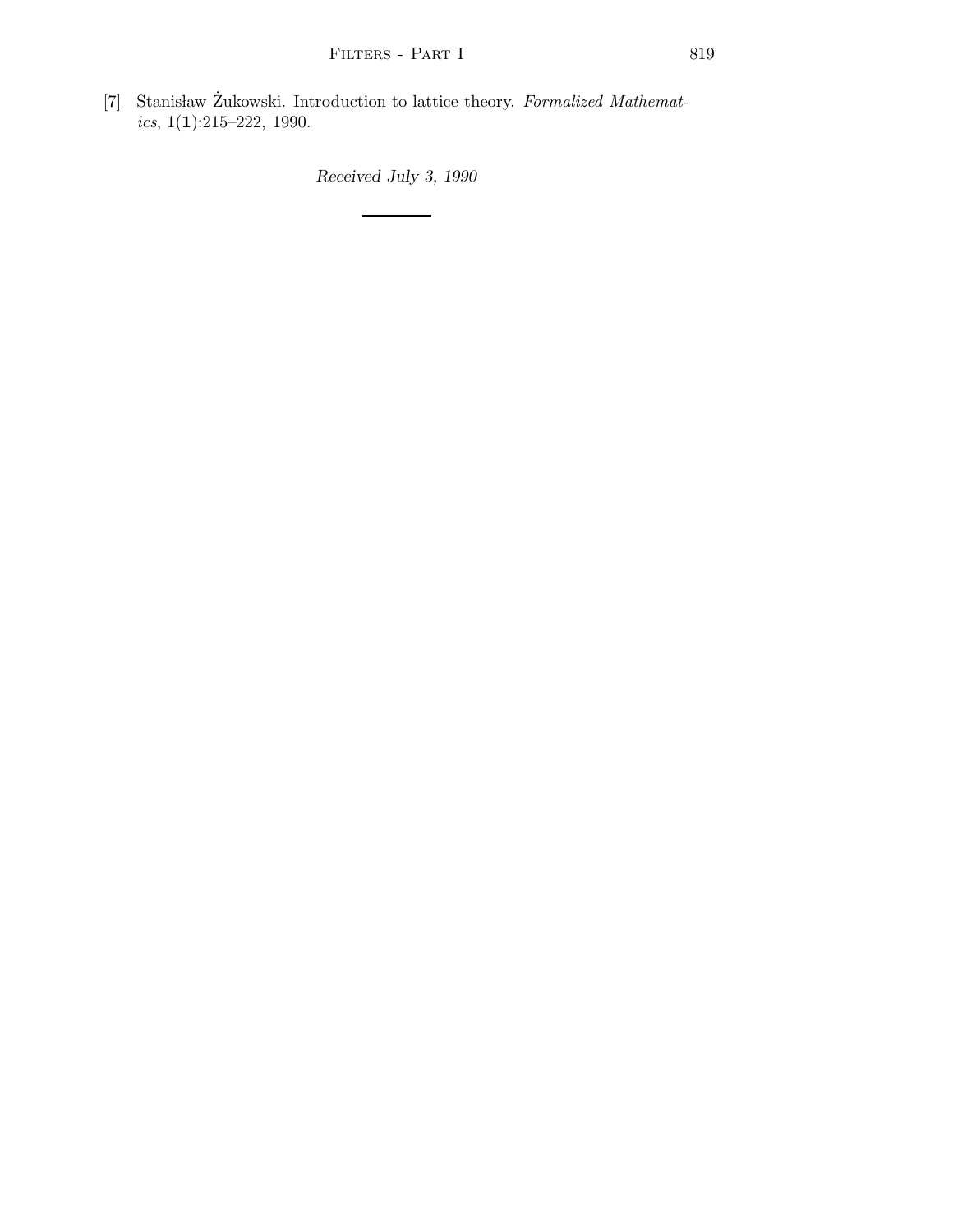[7] Stanisław Żukowski. Introduction to lattice theory. *Formalized Mathematics*, 1(**1**):215–222, 1990.

*Received July 3, 1990*